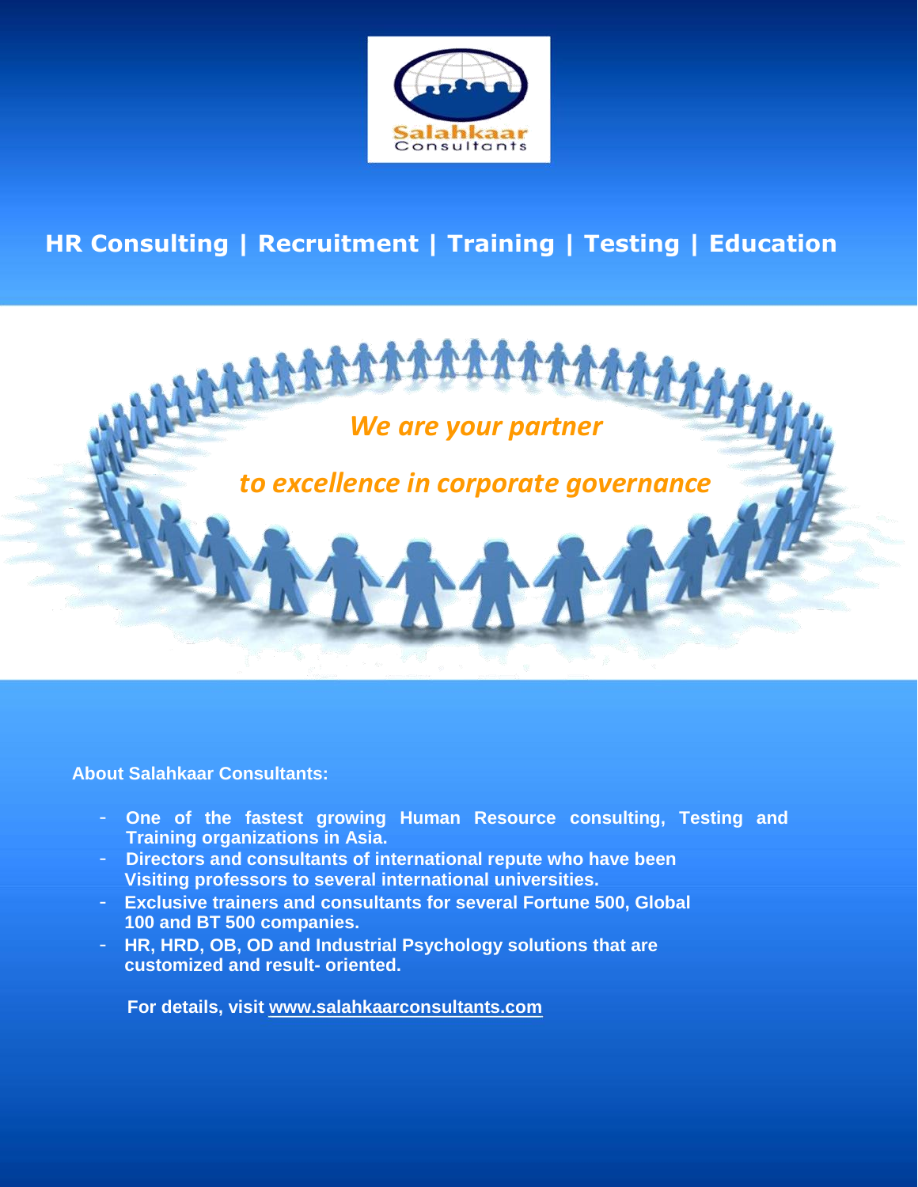Salahkaar Consultants

## HR Consulting | Recruitment | Training | Testing | Education

*We are your partner*

*to excellence in corporate governance*

**About Salahkaar Consultants:**

- **One of the fastest growing Human Resource consulting, Testing and Training organizations in Asia.**
- **Directors and consultants of international repute who have been Visiting professors to several international universities.**
- **Exclusive trainers and consultants for several Fortune 500, Global 100 and BT 500 companies.**
- **HR, HRD, OB, OD and Industrial Psychology solutions that are customized and result- oriented.**

**For details, visit www.salahkaarconsultants.com**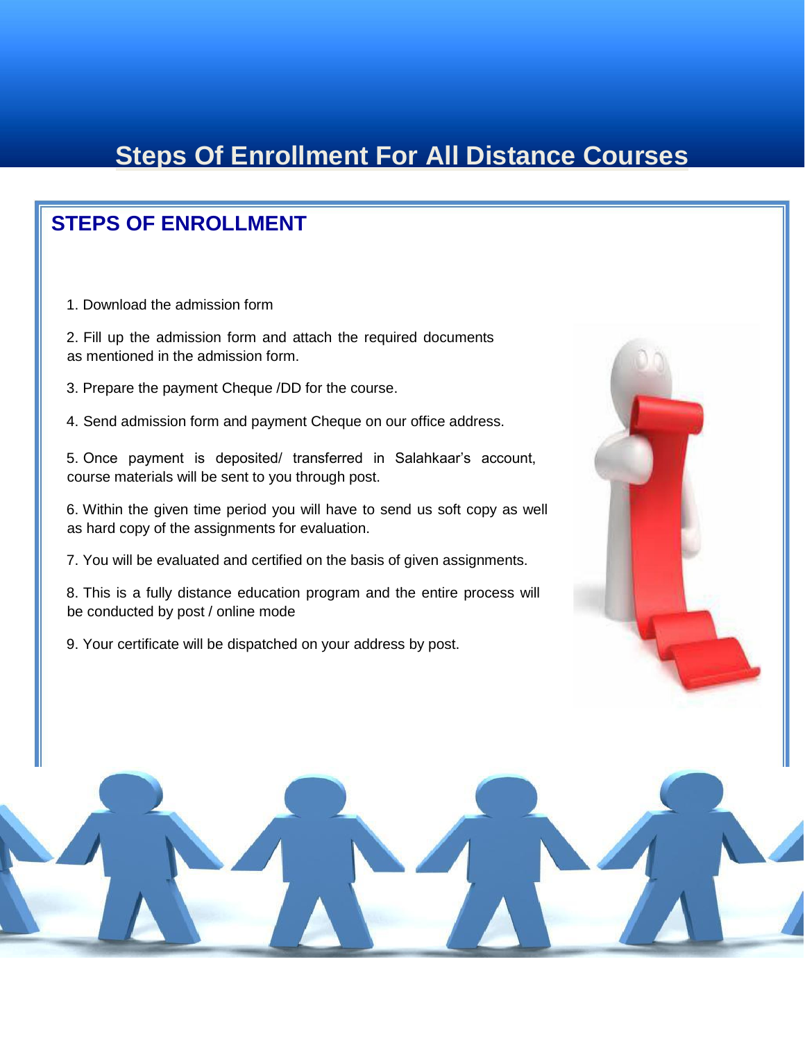# Steps Of Enrollment For All Distance Courses

## STEPS OF ENROLLMENT

1. Download the admission form
2. Fill up the admission form and attach the required documents as mentioned in the admission form.
3. Prepare the payment Cheque /DD for the course.
4. Send admission form and payment Cheque on our office address.
5. Once payment is deposited/ transferred in Salahkaar's account, course materials will be sent to you through post.
6. Within the given time period you will have to send us soft copy as well as hard copy of the assignments for evaluation.
7. You will be evaluated and certified on the basis of given assignments.
8. This is a fully distance education program and the entire process will be conducted by post / online mode
9. Your certificate will be dispatched on your address by post.